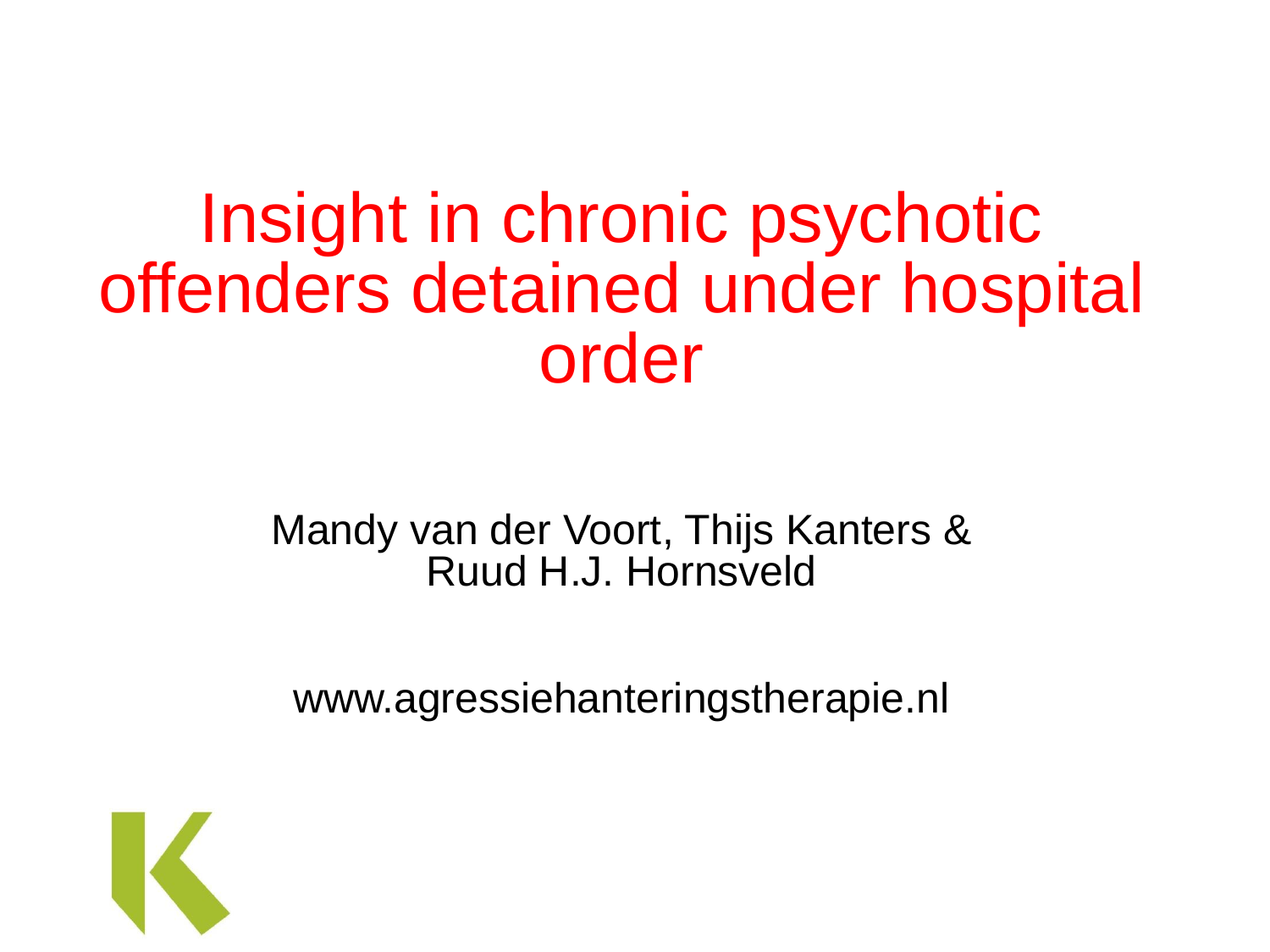# Insight in chronic psychotic offenders detained under hospital order

Mandy van der Voort, Thijs Kanters & Ruud H.J. Hornsveld

www.agressiehanteringstherapie.nl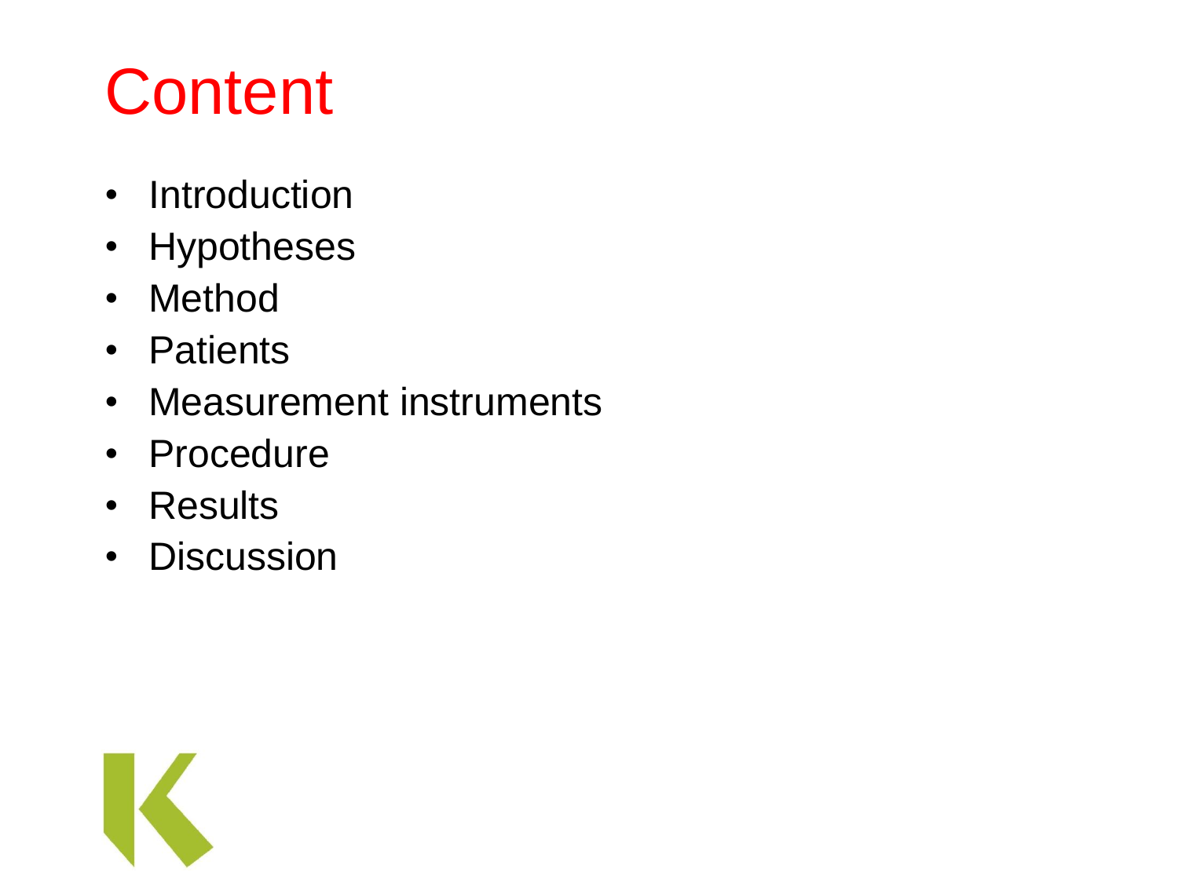# Content

- Introduction
- Hypotheses
- Method
- Patients
- Measurement instruments
- Procedure
- Results
- Discussion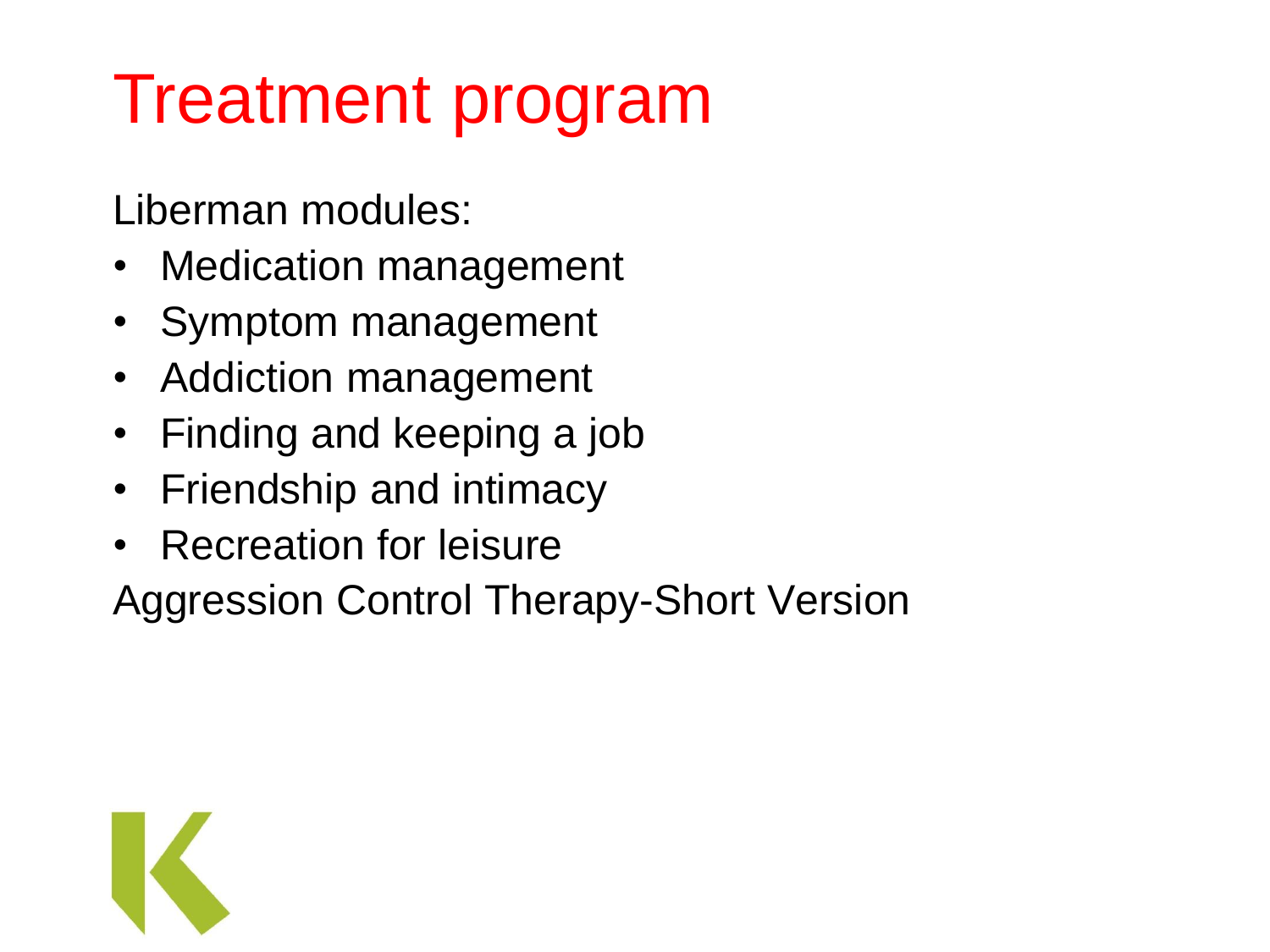# Treatment program

Liberman modules:

- Medication management
- Symptom management
- Addiction management
- Finding and keeping a job
- Friendship and intimacy
- Recreation for leisure

Aggression Control Therapy-Short Version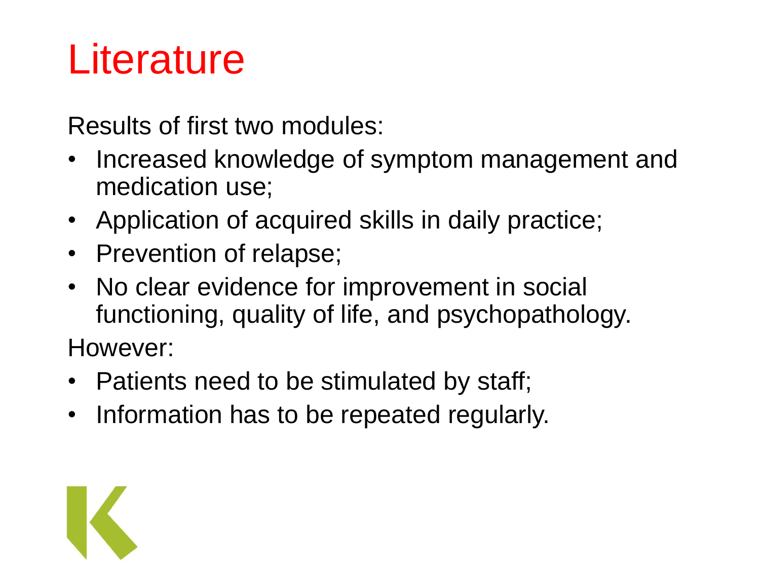# Literature

Results of first two modules:

- Increased knowledge of symptom management and medication use;
- Application of acquired skills in daily practice;
- Prevention of relapse;
- No clear evidence for improvement in social functioning, quality of life, and psychopathology.

However:

- Patients need to be stimulated by staff;
- Information has to be repeated regularly.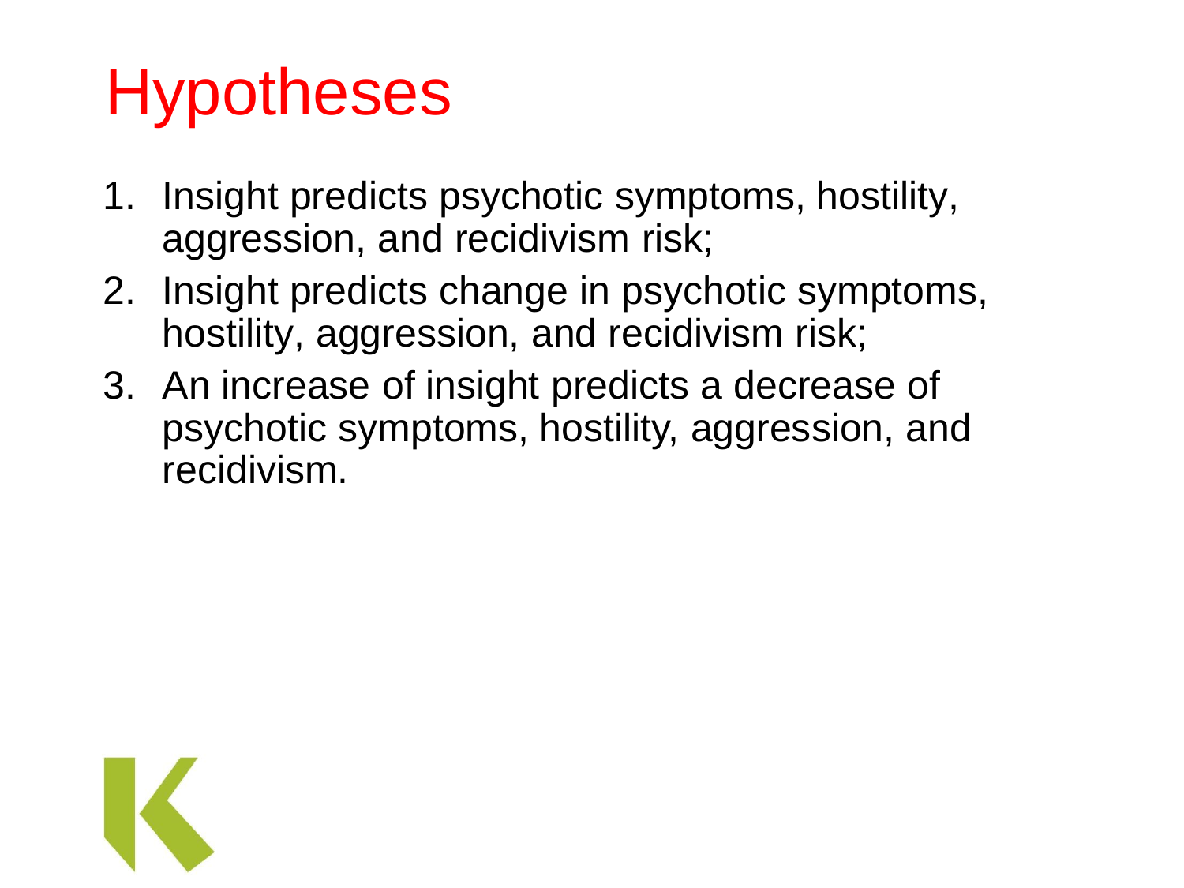# Hypotheses

1. Insight predicts psychotic symptoms, hostility, aggression, and recidivism risk;
2. Insight predicts change in psychotic symptoms, hostility, aggression, and recidivism risk;
3. An increase of insight predicts a decrease of psychotic symptoms, hostility, aggression, and recidivism.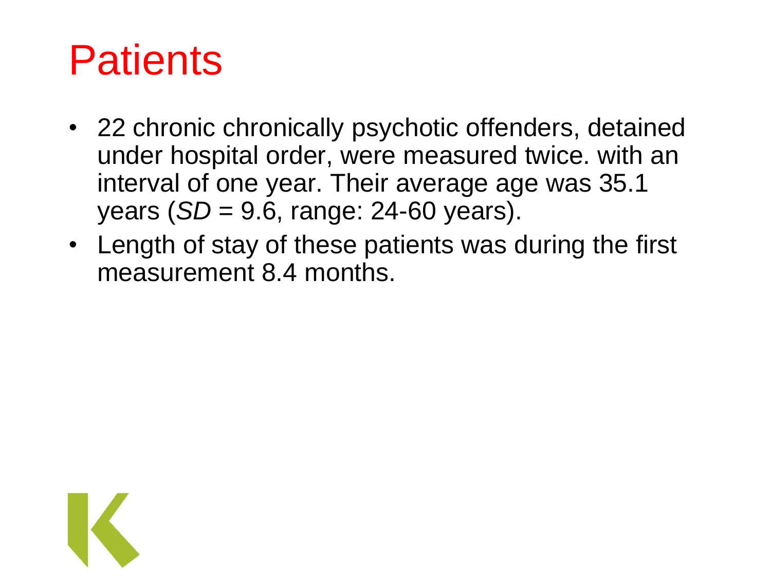# Patients

- 22 chronic chronically psychotic offenders, detained under hospital order, were measured twice. with an interval of one year. Their average age was 35.1 years (*SD* = 9.6, range: 24-60 years).
- Length of stay of these patients was during the first measurement 8.4 months.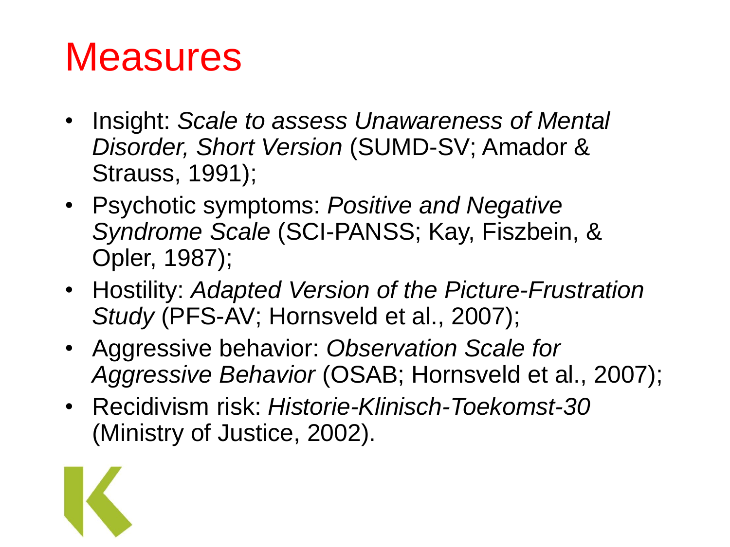# Measures

- Insight: *Scale to assess Unawareness of Mental Disorder, Short Version* (SUMD-SV; Amador & Strauss, 1991);
- Psychotic symptoms: *Positive and Negative Syndrome Scale* (SCI-PANSS; Kay, Fiszbein, & Opler, 1987);
- Hostility: *Adapted Version of the Picture-Frustration Study* (PFS-AV; Hornsveld et al., 2007);
- Aggressive behavior: *Observation Scale for Aggressive Behavior* (OSAB; Hornsveld et al., 2007);
- Recidivism risk: *Historie-Klinisch-Toekomst-30* (Ministry of Justice, 2002).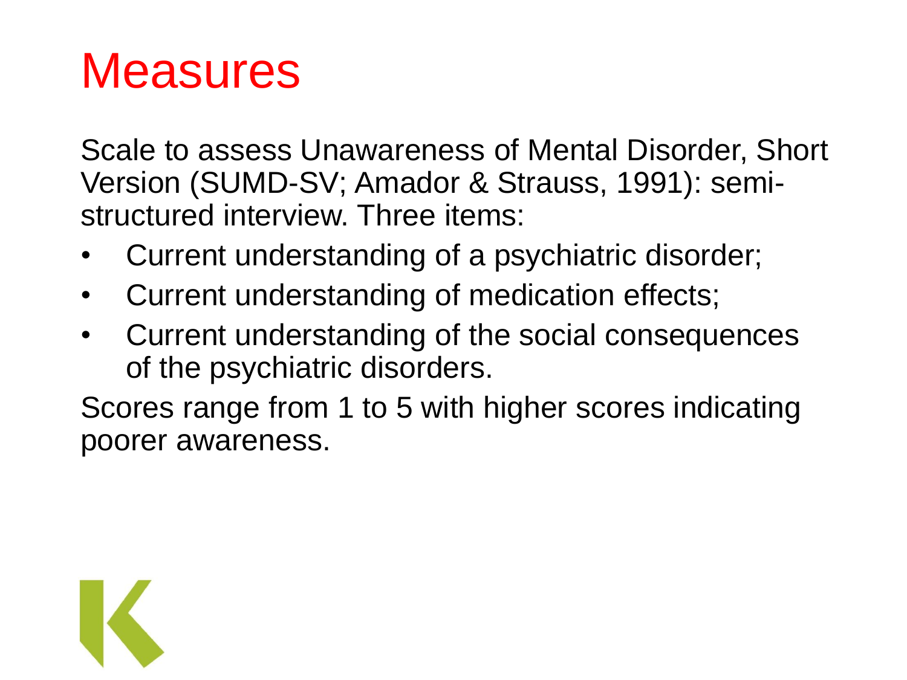# Measures

Scale to assess Unawareness of Mental Disorder, Short Version (SUMD-SV; Amador & Strauss, 1991): semi-structured interview. Three items:

- Current understanding of a psychiatric disorder;
- Current understanding of medication effects;
- Current understanding of the social consequences of the psychiatric disorders.

Scores range from 1 to 5 with higher scores indicating poorer awareness.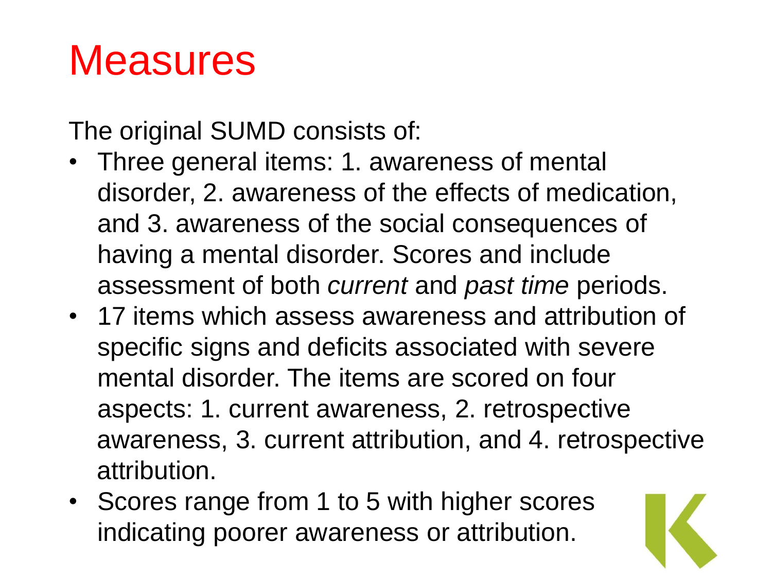# Measures

The original SUMD consists of:

- Three general items: 1. awareness of mental disorder, 2. awareness of the effects of medication, and 3. awareness of the social consequences of having a mental disorder. Scores and include assessment of both *current* and *past time* periods.
- 17 items which assess awareness and attribution of specific signs and deficits associated with severe mental disorder. The items are scored on four aspects: 1. current awareness, 2. retrospective awareness, 3. current attribution, and 4. retrospective attribution.
- Scores range from 1 to 5 with higher scores indicating poorer awareness or attribution.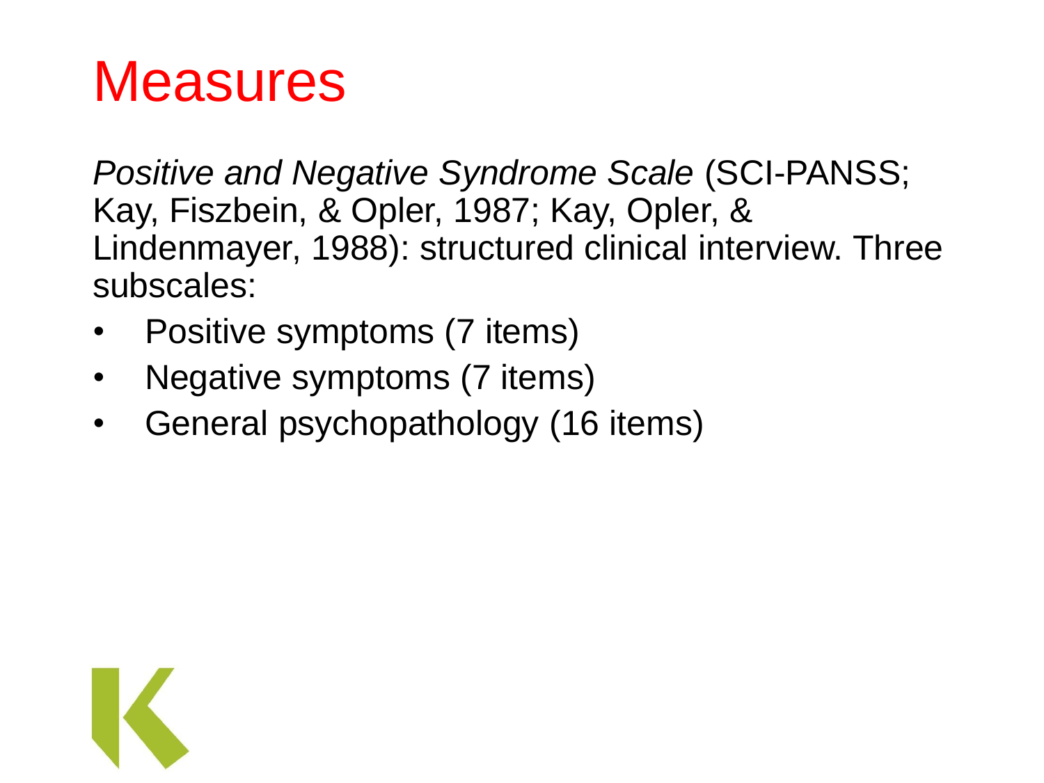# Measures

*Positive and Negative Syndrome Scale* (SCI-PANSS; Kay, Fiszbein, & Opler, 1987; Kay, Opler, & Lindenmayer, 1988): structured clinical interview. Three subscales:

- Positive symptoms (7 items)
- Negative symptoms (7 items)
- General psychopathology (16 items)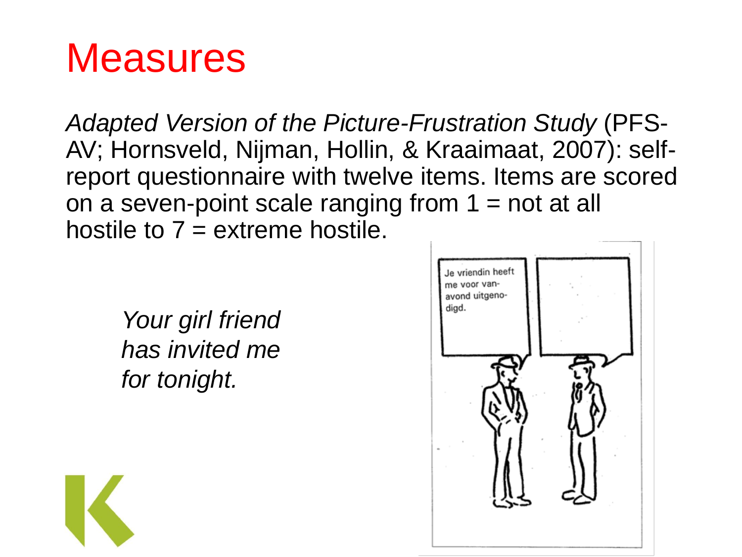# Measures

*Adapted Version of the Picture-Frustration Study* (PFS-AV; Hornsveld, Nijman, Hollin, & Kraaimaat, 2007): self-report questionnaire with twelve items. Items are scored on a seven-point scale ranging from 1 = not at all hostile to 7 = extreme hostile.

*Your girl friend has invited me for tonight.*

Je vriendin heeft me voor vanavond uitgenodigd.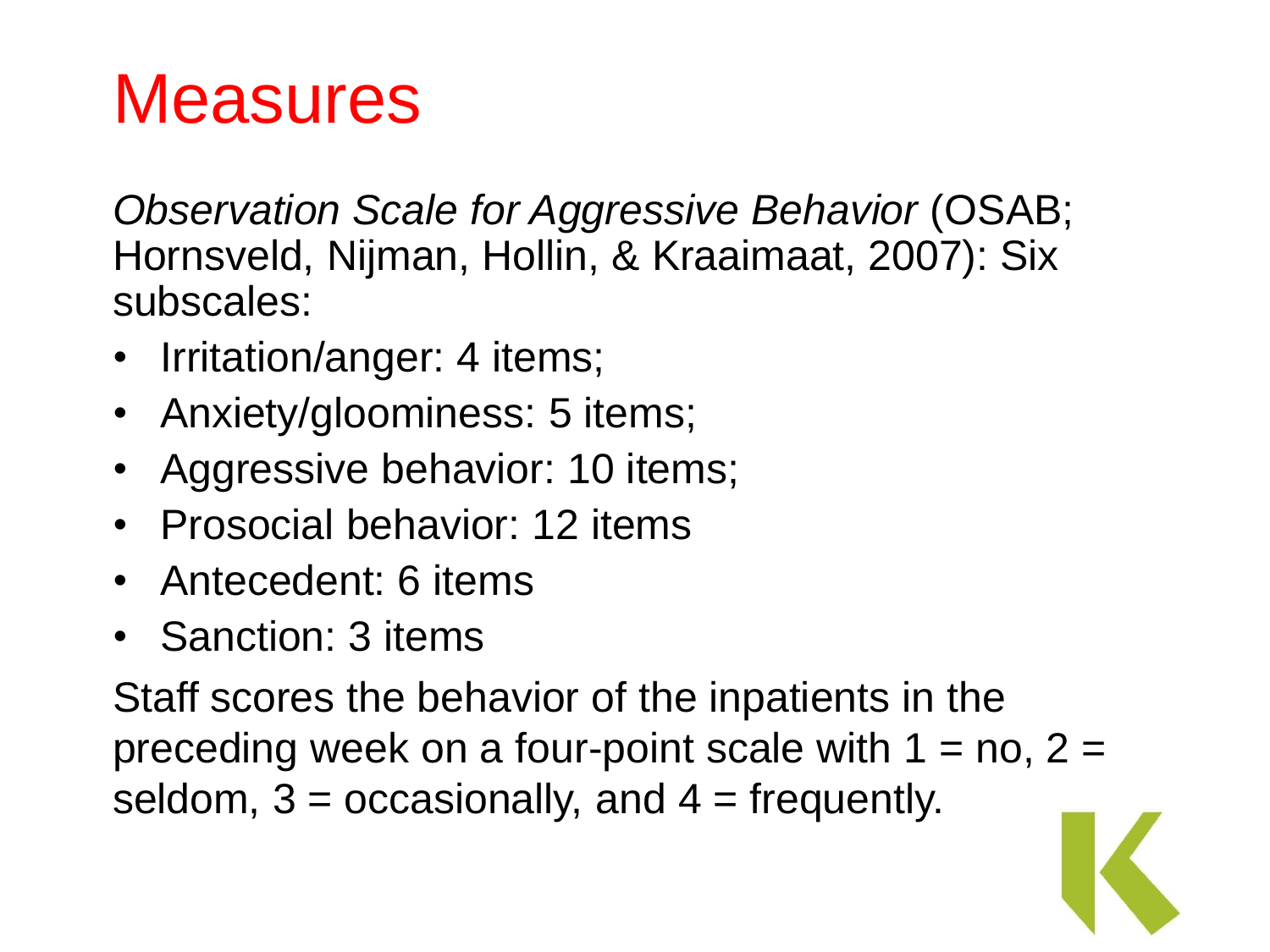# Measures

*Observation Scale for Aggressive Behavior* (OSAB; Hornsveld, Nijman, Hollin, & Kraaimaat, 2007): Six subscales:

- Irritation/anger: 4 items;
- Anxiety/gloominess: 5 items;
- Aggressive behavior: 10 items;
- Prosocial behavior: 12 items
- Antecedent: 6 items
- Sanction: 3 items

Staff scores the behavior of the inpatients in the preceding week on a four-point scale with 1 = no, 2 = seldom, 3 = occasionally, and 4 = frequently.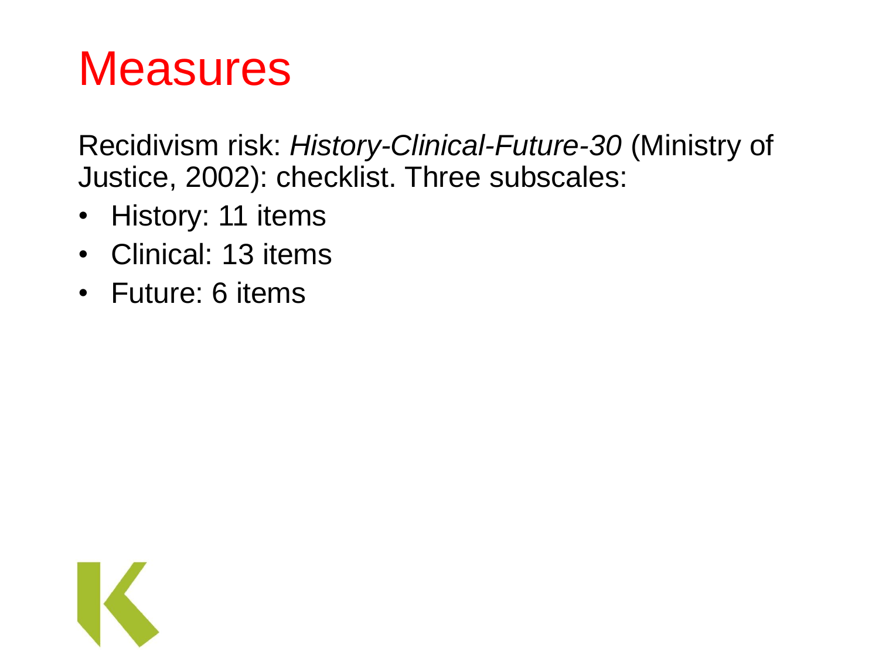# Measures

Recidivism risk: *History-Clinical-Future-30* (Ministry of Justice, 2002): checklist. Three subscales:

- History: 11 items
- Clinical: 13 items
- Future: 6 items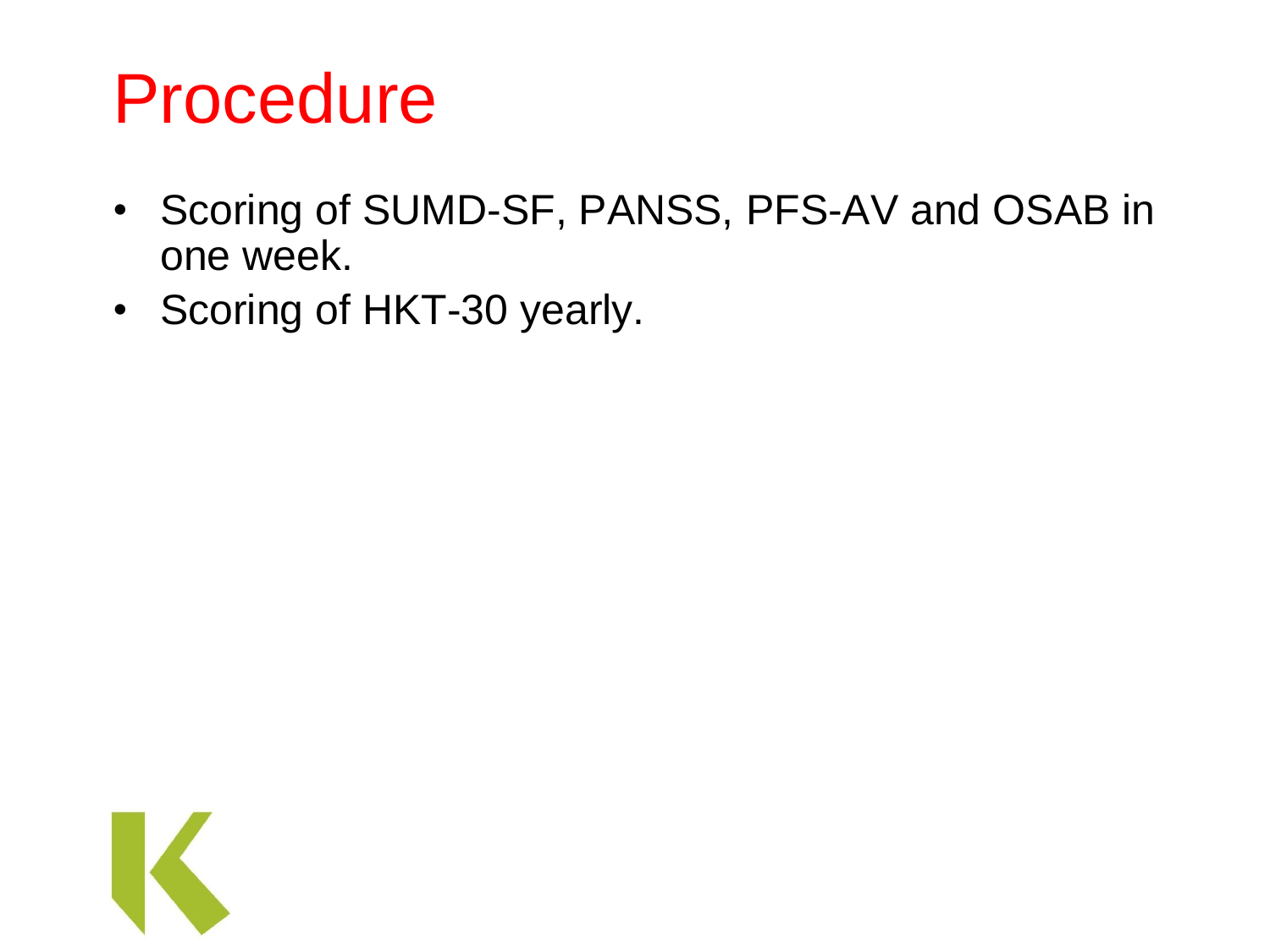# Procedure

- Scoring of SUMD-SF, PANSS, PFS-AV and OSAB in one week.
- Scoring of HKT-30 yearly.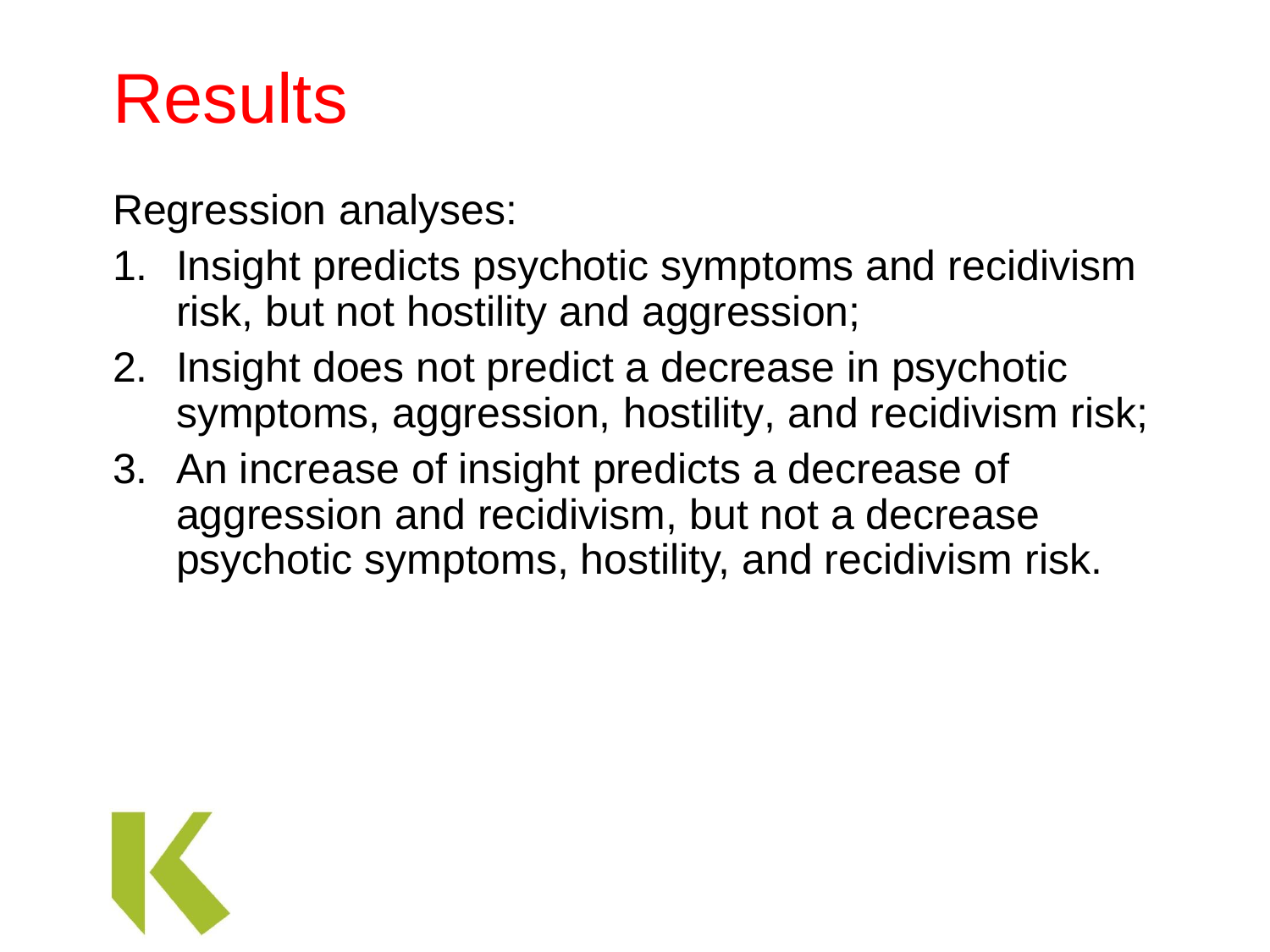# Results

Regression analyses:

1. Insight predicts psychotic symptoms and recidivism risk, but not hostility and aggression;
2. Insight does not predict a decrease in psychotic symptoms, aggression, hostility, and recidivism risk;
3. An increase of insight predicts a decrease of aggression and recidivism, but not a decrease psychotic symptoms, hostility, and recidivism risk.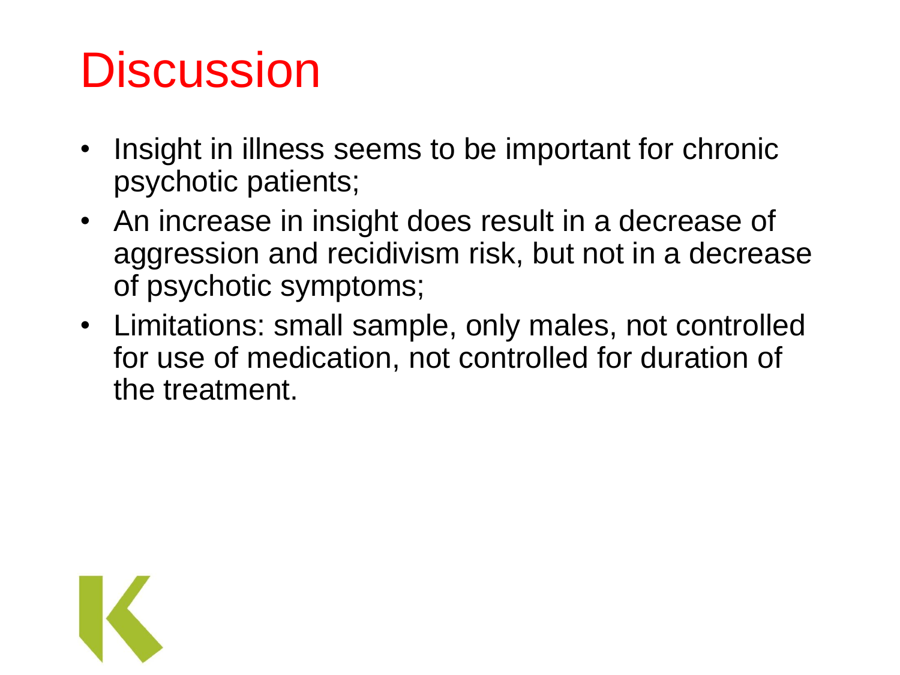# Discussion

- Insight in illness seems to be important for chronic psychotic patients;
- An increase in insight does result in a decrease of aggression and recidivism risk, but not in a decrease of psychotic symptoms;
- Limitations: small sample, only males, not controlled for use of medication, not controlled for duration of the treatment.